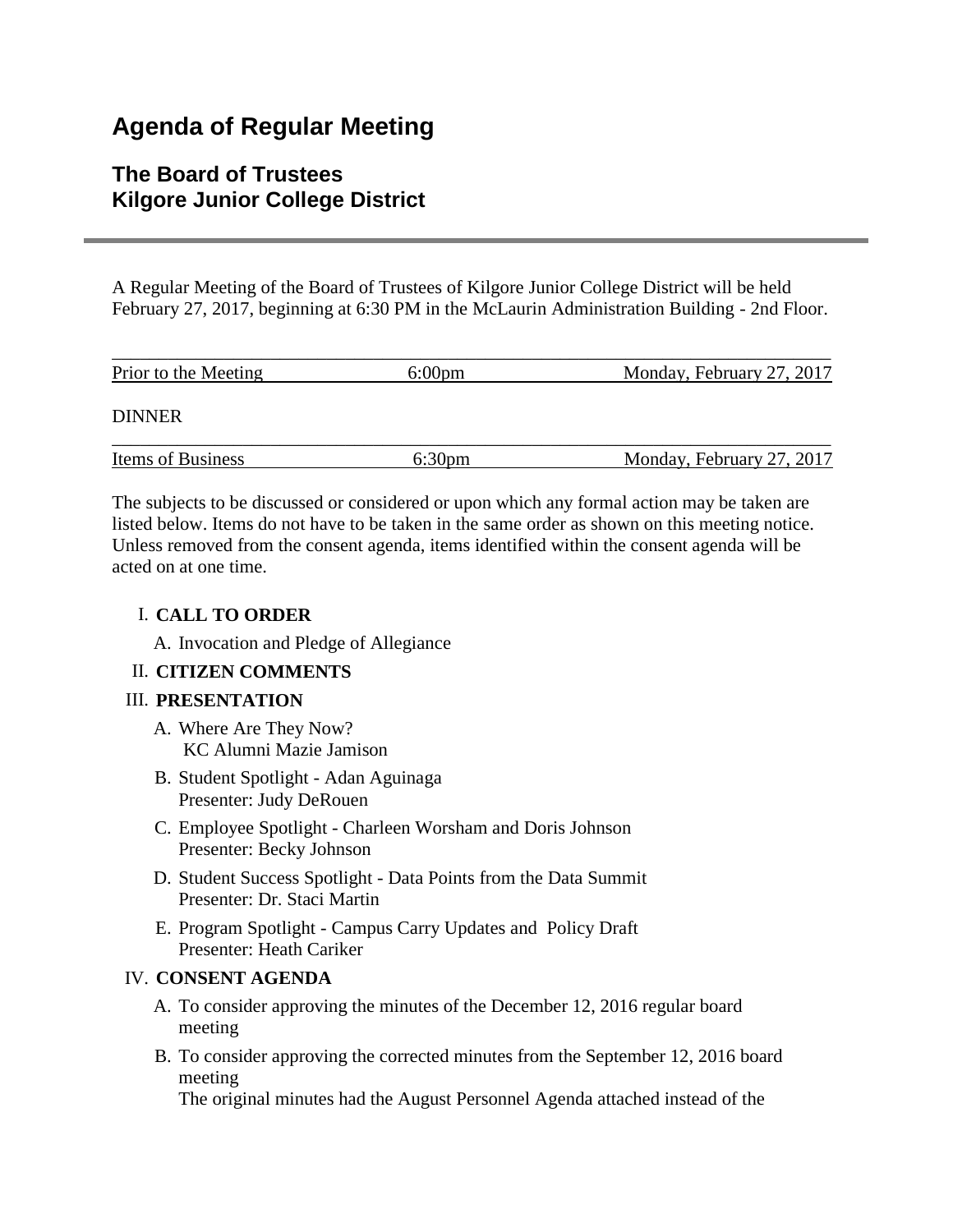# Agenda of Regular Meeting

## The Board of Trustees
## Kilgore Junior College District

A Regular Meeting of the Board of Trustees of Kilgore Junior College District will be held February 27, 2017, beginning at 6:30 PM in the McLaurin Administration Building - 2nd Floor.

| Prior to the Meeting | 6:00pm | Monday, February 27, 2017 |
|---|---|---|

DINNER

| Items of Business | 6:30pm | Monday, February 27, 2017 |
|---|---|---|

The subjects to be discussed or considered or upon which any formal action may be taken are listed below. Items do not have to be taken in the same order as shown on this meeting notice. Unless removed from the consent agenda, items identified within the consent agenda will be acted on at one time.

I. **CALL TO ORDER**

   A. Invocation and Pledge of Allegiance

II. **CITIZEN COMMENTS**

III. **PRESENTATION**

   A. Where Are They Now?
      KC Alumni Mazie Jamison

   B. Student Spotlight - Adan Aguinaga
      Presenter: Judy DeRouen

   C. Employee Spotlight - Charleen Worsham and Doris Johnson
      Presenter: Becky Johnson

   D. Student Success Spotlight - Data Points from the Data Summit
      Presenter: Dr. Staci Martin

   E. Program Spotlight - Campus Carry Updates and Policy Draft
      Presenter: Heath Cariker

IV. **CONSENT AGENDA**

   A. To consider approving the minutes of the December 12, 2016 regular board meeting

   B. To consider approving the corrected minutes from the September 12, 2016 board meeting
      The original minutes had the August Personnel Agenda attached instead of the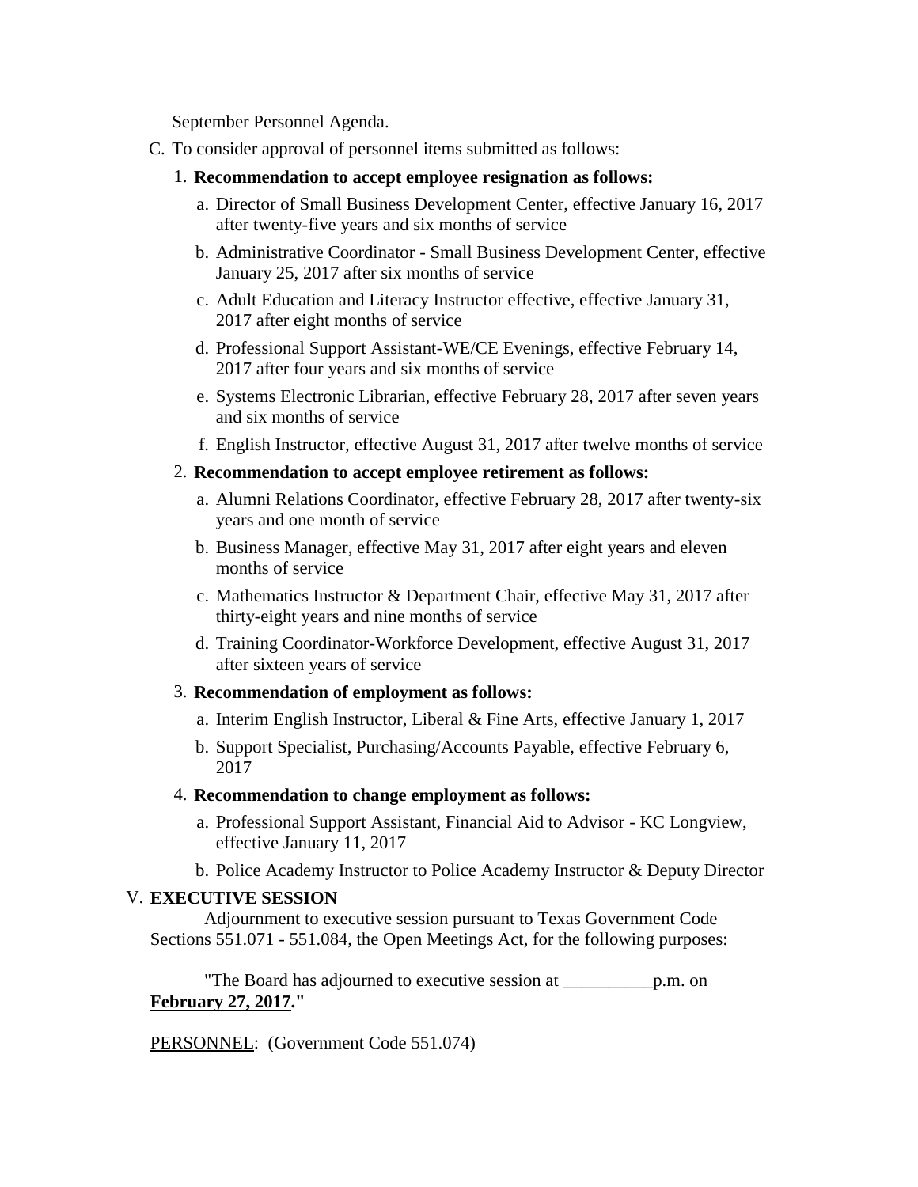September Personnel Agenda.

C. To consider approval of personnel items submitted as follows:

1. **Recommendation to accept employee resignation as follows:**
   a. Director of Small Business Development Center, effective January 16, 2017 after twenty-five years and six months of service
   b. Administrative Coordinator - Small Business Development Center, effective January 25, 2017 after six months of service
   c. Adult Education and Literacy Instructor effective, effective January 31, 2017 after eight months of service
   d. Professional Support Assistant-WE/CE Evenings, effective February 14, 2017 after four years and six months of service
   e. Systems Electronic Librarian, effective February 28, 2017 after seven years and six months of service
   f. English Instructor, effective August 31, 2017 after twelve months of service

2. **Recommendation to accept employee retirement as follows:**
   a. Alumni Relations Coordinator, effective February 28, 2017 after twenty-six years and one month of service
   b. Business Manager, effective May 31, 2017 after eight years and eleven months of service
   c. Mathematics Instructor & Department Chair, effective May 31, 2017 after thirty-eight years and nine months of service
   d. Training Coordinator-Workforce Development, effective August 31, 2017 after sixteen years of service

3. **Recommendation of employment as follows:**
   a. Interim English Instructor, Liberal & Fine Arts, effective January 1, 2017
   b. Support Specialist, Purchasing/Accounts Payable, effective February 6, 2017

4. **Recommendation to change employment as follows:**
   a. Professional Support Assistant, Financial Aid to Advisor - KC Longview, effective January 11, 2017
   b. Police Academy Instructor to Police Academy Instructor & Deputy Director

## V. EXECUTIVE SESSION

Adjournment to executive session pursuant to Texas Government Code Sections 551.071 - 551.084, the Open Meetings Act, for the following purposes:

"The Board has adjourned to executive session at __________p.m. on **February 27, 2017**."

PERSONNEL: (Government Code 551.074)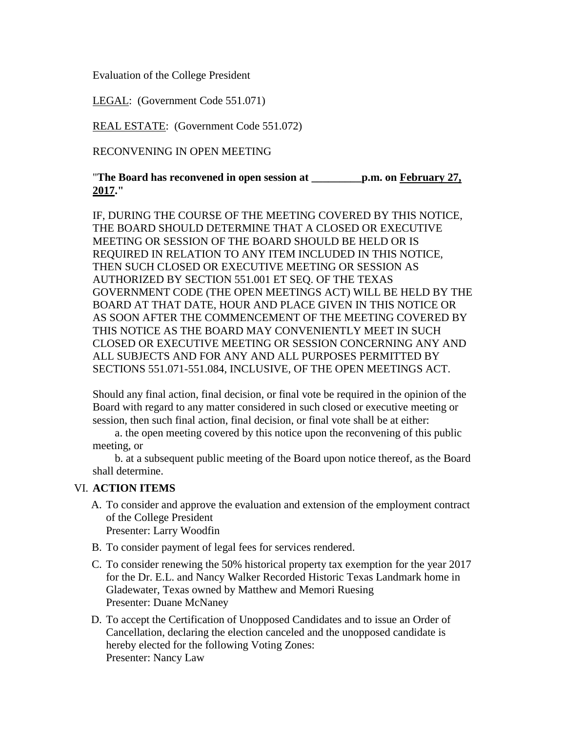Evaluation of the College President

<u>LEGAL</u>: (Government Code 551.071)

<u>REAL ESTATE</u>: (Government Code 551.072)

RECONVENING IN OPEN MEETING

"**The Board has reconvened in open session at _________p.m. on <u>February 27, 2017</u>.**"

IF, DURING THE COURSE OF THE MEETING COVERED BY THIS NOTICE, THE BOARD SHOULD DETERMINE THAT A CLOSED OR EXECUTIVE MEETING OR SESSION OF THE BOARD SHOULD BE HELD OR IS REQUIRED IN RELATION TO ANY ITEM INCLUDED IN THIS NOTICE, THEN SUCH CLOSED OR EXECUTIVE MEETING OR SESSION AS AUTHORIZED BY SECTION 551.001 ET SEQ. OF THE TEXAS GOVERNMENT CODE (THE OPEN MEETINGS ACT) WILL BE HELD BY THE BOARD AT THAT DATE, HOUR AND PLACE GIVEN IN THIS NOTICE OR AS SOON AFTER THE COMMENCEMENT OF THE MEETING COVERED BY THIS NOTICE AS THE BOARD MAY CONVENIENTLY MEET IN SUCH CLOSED OR EXECUTIVE MEETING OR SESSION CONCERNING ANY AND ALL SUBJECTS AND FOR ANY AND ALL PURPOSES PERMITTED BY SECTIONS 551.071-551.084, INCLUSIVE, OF THE OPEN MEETINGS ACT.

Should any final action, final decision, or final vote be required in the opinion of the Board with regard to any matter considered in such closed or executive meeting or session, then such final action, final decision, or final vote shall be at either:

a. the open meeting covered by this notice upon the reconvening of this public meeting, or

b. at a subsequent public meeting of the Board upon notice thereof, as the Board shall determine.

VI. **ACTION ITEMS**

A. To consider and approve the evaluation and extension of the employment contract of the College President
Presenter: Larry Woodfin

B. To consider payment of legal fees for services rendered.

C. To consider renewing the 50% historical property tax exemption for the year 2017 for the Dr. E.L. and Nancy Walker Recorded Historic Texas Landmark home in Gladewater, Texas owned by Matthew and Memori Ruesing
Presenter: Duane McNaney

D. To accept the Certification of Unopposed Candidates and to issue an Order of Cancellation, declaring the election canceled and the unopposed candidate is hereby elected for the following Voting Zones:
Presenter: Nancy Law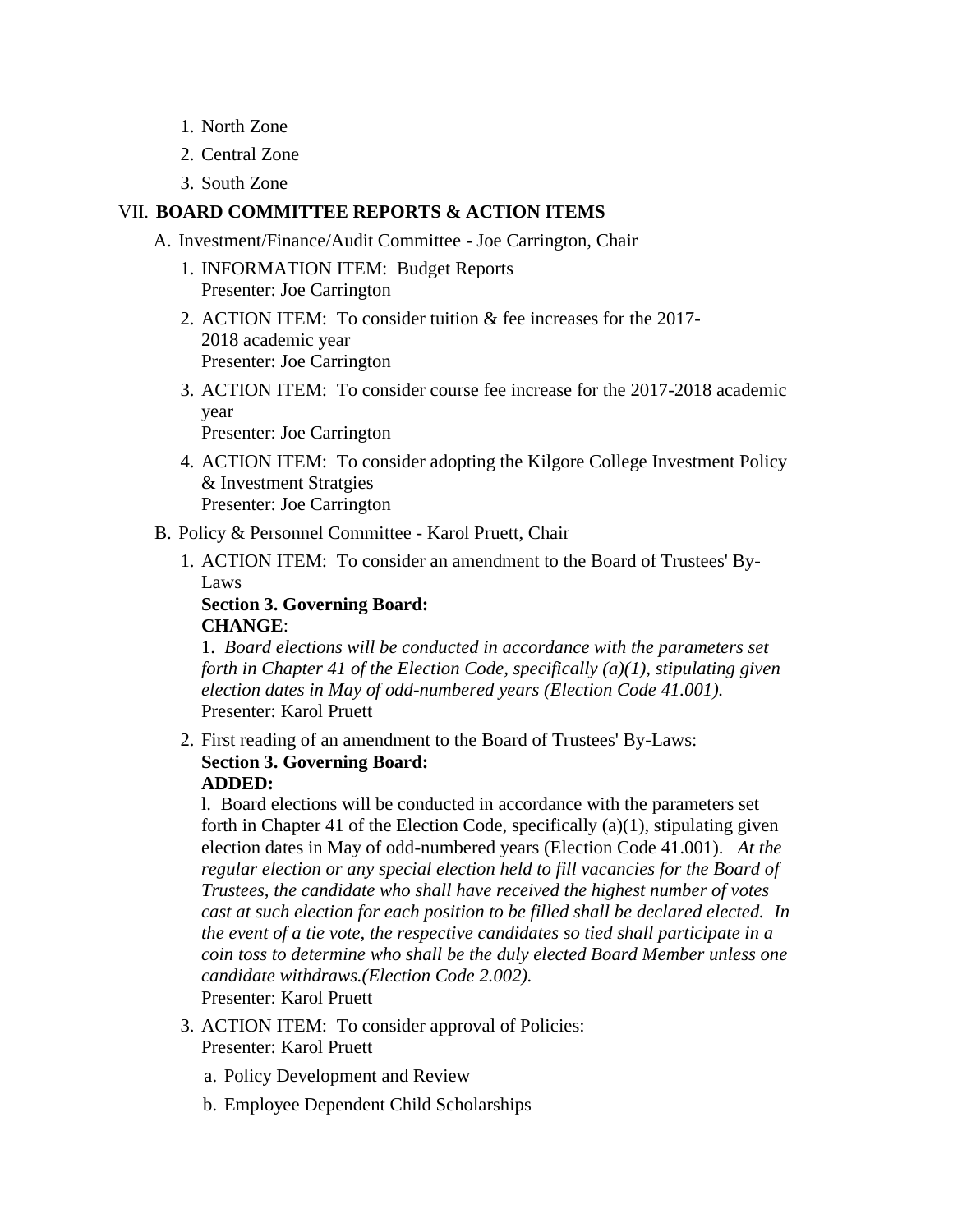1. North Zone
2. Central Zone
3. South Zone

VII. **BOARD COMMITTEE REPORTS & ACTION ITEMS**

A. Investment/Finance/Audit Committee - Joe Carrington, Chair

1. INFORMATION ITEM: Budget Reports
   Presenter: Joe Carrington
2. ACTION ITEM: To consider tuition & fee increases for the 2017-2018 academic year
   Presenter: Joe Carrington
3. ACTION ITEM: To consider course fee increase for the 2017-2018 academic year
   Presenter: Joe Carrington
4. ACTION ITEM: To consider adopting the Kilgore College Investment Policy & Investment Stratgies
   Presenter: Joe Carrington

B. Policy & Personnel Committee - Karol Pruett, Chair

1. ACTION ITEM: To consider an amendment to the Board of Trustees' By-Laws
   **Section 3. Governing Board:**
   **CHANGE**:
   1. *Board elections will be conducted in accordance with the parameters set forth in Chapter 41 of the Election Code, specifically (a)(1), stipulating given election dates in May of odd-numbered years (Election Code 41.001).*
   Presenter: Karol Pruett
2. First reading of an amendment to the Board of Trustees' By-Laws:
   **Section 3. Governing Board:**
   **ADDED:**
   l. Board elections will be conducted in accordance with the parameters set forth in Chapter 41 of the Election Code, specifically (a)(1), stipulating given election dates in May of odd-numbered years (Election Code 41.001). *At the regular election or any special election held to fill vacancies for the Board of Trustees, the candidate who shall have received the highest number of votes cast at such election for each position to be filled shall be declared elected. In the event of a tie vote, the respective candidates so tied shall participate in a coin toss to determine who shall be the duly elected Board Member unless one candidate withdraws.(Election Code 2.002).*
   Presenter: Karol Pruett
3. ACTION ITEM: To consider approval of Policies:
   Presenter: Karol Pruett
   a. Policy Development and Review
   b. Employee Dependent Child Scholarships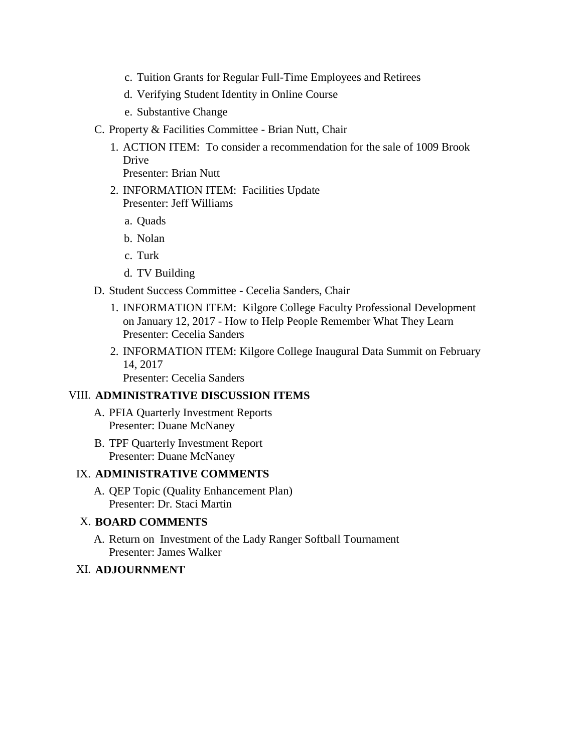c. Tuition Grants for Regular Full-Time Employees and Retirees

d. Verifying Student Identity in Online Course

e. Substantive Change

C. Property & Facilities Committee - Brian Nutt, Chair

1. ACTION ITEM: To consider a recommendation for the sale of 1009 Brook Drive
   Presenter: Brian Nutt

2. INFORMATION ITEM: Facilities Update
   Presenter: Jeff Williams

   a. Quads

   b. Nolan

   c. Turk

   d. TV Building

D. Student Success Committee - Cecelia Sanders, Chair

1. INFORMATION ITEM: Kilgore College Faculty Professional Development on January 12, 2017 - How to Help People Remember What They Learn
   Presenter: Cecelia Sanders

2. INFORMATION ITEM: Kilgore College Inaugural Data Summit on February 14, 2017
   Presenter: Cecelia Sanders

VIII. **ADMINISTRATIVE DISCUSSION ITEMS**

A. PFIA Quarterly Investment Reports
   Presenter: Duane McNaney

B. TPF Quarterly Investment Report
   Presenter: Duane McNaney

IX. **ADMINISTRATIVE COMMENTS**

A. QEP Topic (Quality Enhancement Plan)
   Presenter: Dr. Staci Martin

X. **BOARD COMMENTS**

A. Return on Investment of the Lady Ranger Softball Tournament
   Presenter: James Walker

XI. **ADJOURNMENT**